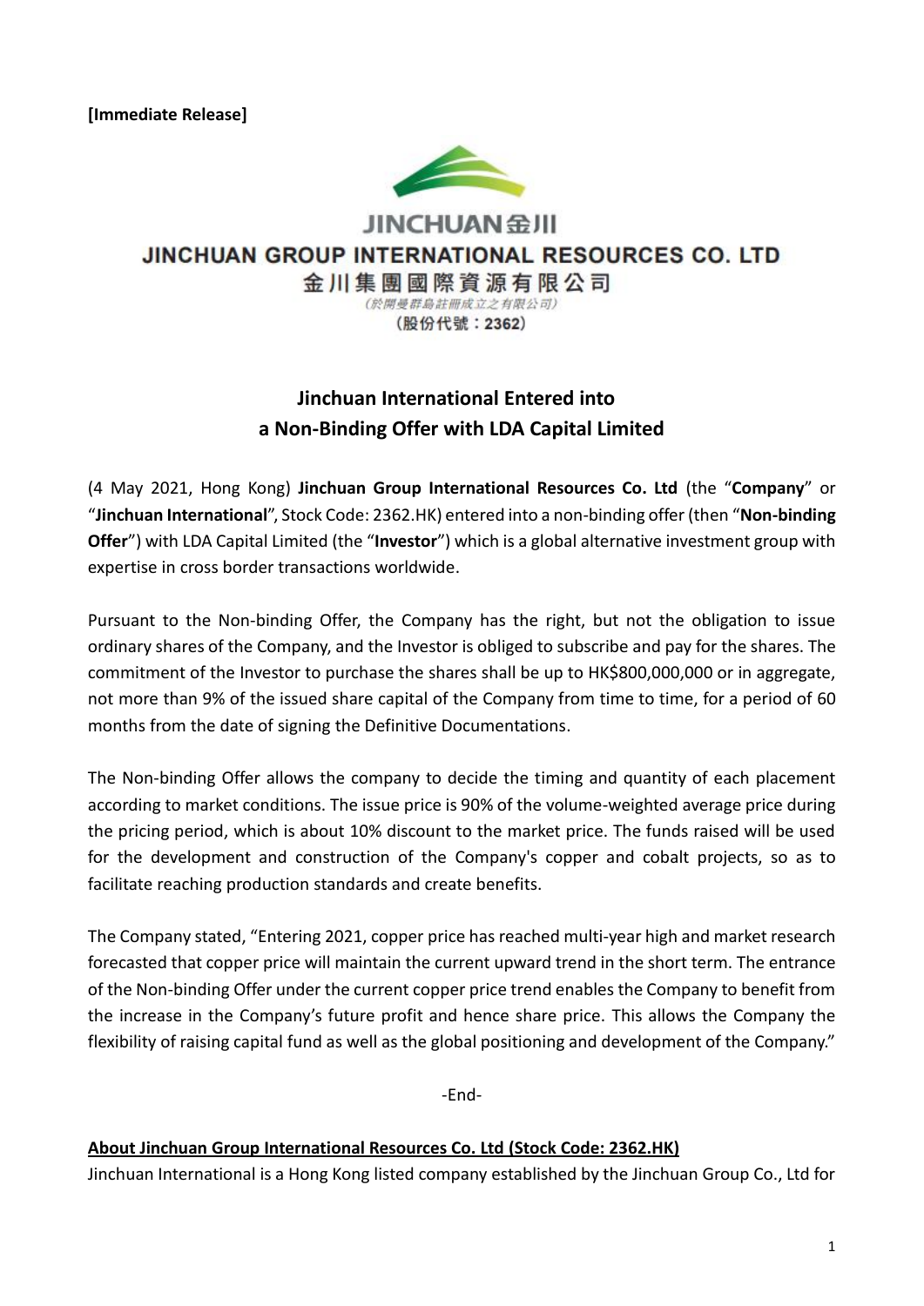**[Immediate Release]**

**JINCHUAN金川**

**JINCHUAN GROUP INTERNATIONAL RESOURCES CO. LTD**

**金川集團國際資源有限公司**

(於開曼群島註冊成立之有限公司)

(股份代號：2362)

## Jinchuan International Entered into a Non-Binding Offer with LDA Capital Limited

(4 May 2021, Hong Kong) **Jinchuan Group International Resources Co. Ltd** (the "**Company**" or "**Jinchuan International**", Stock Code: 2362.HK) entered into a non-binding offer (then "**Non-binding Offer**") with LDA Capital Limited (the "**Investor**") which is a global alternative investment group with expertise in cross border transactions worldwide.

Pursuant to the Non-binding Offer, the Company has the right, but not the obligation to issue ordinary shares of the Company, and the Investor is obliged to subscribe and pay for the shares. The commitment of the Investor to purchase the shares shall be up to HK$800,000,000 or in aggregate, not more than 9% of the issued share capital of the Company from time to time, for a period of 60 months from the date of signing the Definitive Documentations.

The Non-binding Offer allows the company to decide the timing and quantity of each placement according to market conditions. The issue price is 90% of the volume-weighted average price during the pricing period, which is about 10% discount to the market price. The funds raised will be used for the development and construction of the Company's copper and cobalt projects, so as to facilitate reaching production standards and create benefits.

The Company stated, "Entering 2021, copper price has reached multi-year high and market research forecasted that copper price will maintain the current upward trend in the short term. The entrance of the Non-binding Offer under the current copper price trend enables the Company to benefit from the increase in the Company's future profit and hence share price. This allows the Company the flexibility of raising capital fund as well as the global positioning and development of the Company."

-End-

**About Jinchuan Group International Resources Co. Ltd (Stock Code: 2362.HK)**

Jinchuan International is a Hong Kong listed company established by the Jinchuan Group Co., Ltd for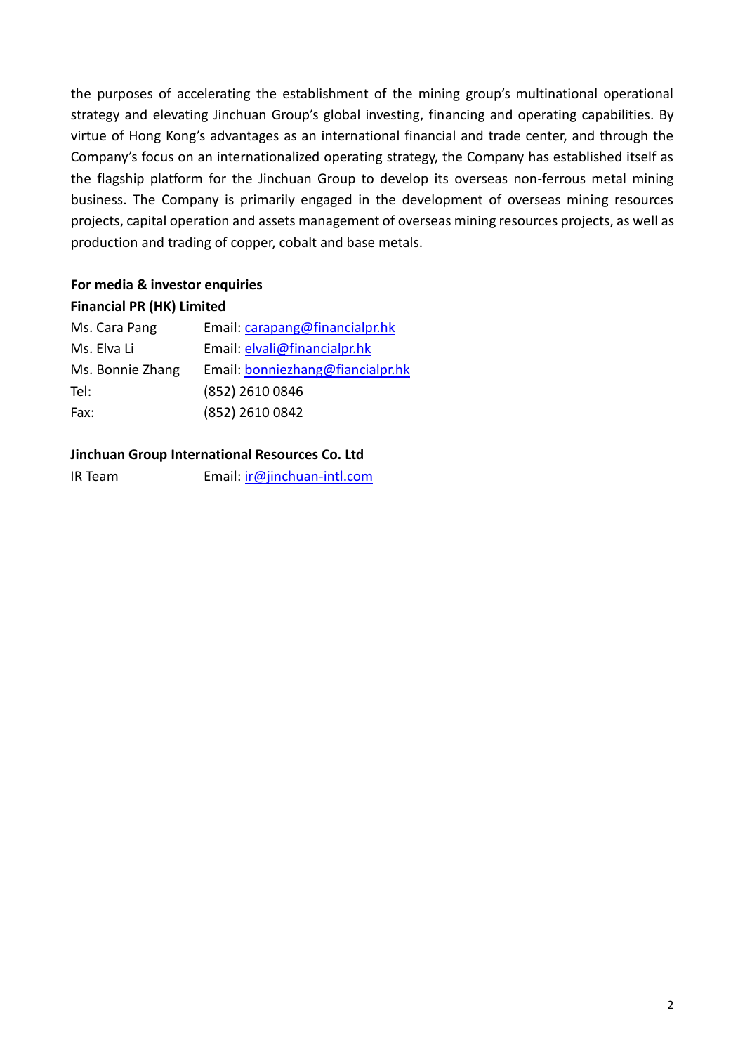the purposes of accelerating the establishment of the mining group's multinational operational strategy and elevating Jinchuan Group's global investing, financing and operating capabilities. By virtue of Hong Kong's advantages as an international financial and trade center, and through the Company's focus on an internationalized operating strategy, the Company has established itself as the flagship platform for the Jinchuan Group to develop its overseas non-ferrous metal mining business. The Company is primarily engaged in the development of overseas mining resources projects, capital operation and assets management of overseas mining resources projects, as well as production and trading of copper, cobalt and base metals.

**For media & investor enquiries**

**Financial PR (HK) Limited**

| | |
|---|---|
| Ms. Cara Pang | Email: carapang@financialpr.hk |
| Ms. Elva Li | Email: elvali@financialpr.hk |
| Ms. Bonnie Zhang | Email: bonniezhang@fiancialpr.hk |
| Tel: | (852) 2610 0846 |
| Fax: | (852) 2610 0842 |

**Jinchuan Group International Resources Co. Ltd**

| | |
|---|---|
| IR Team | Email: ir@jinchuan-intl.com |